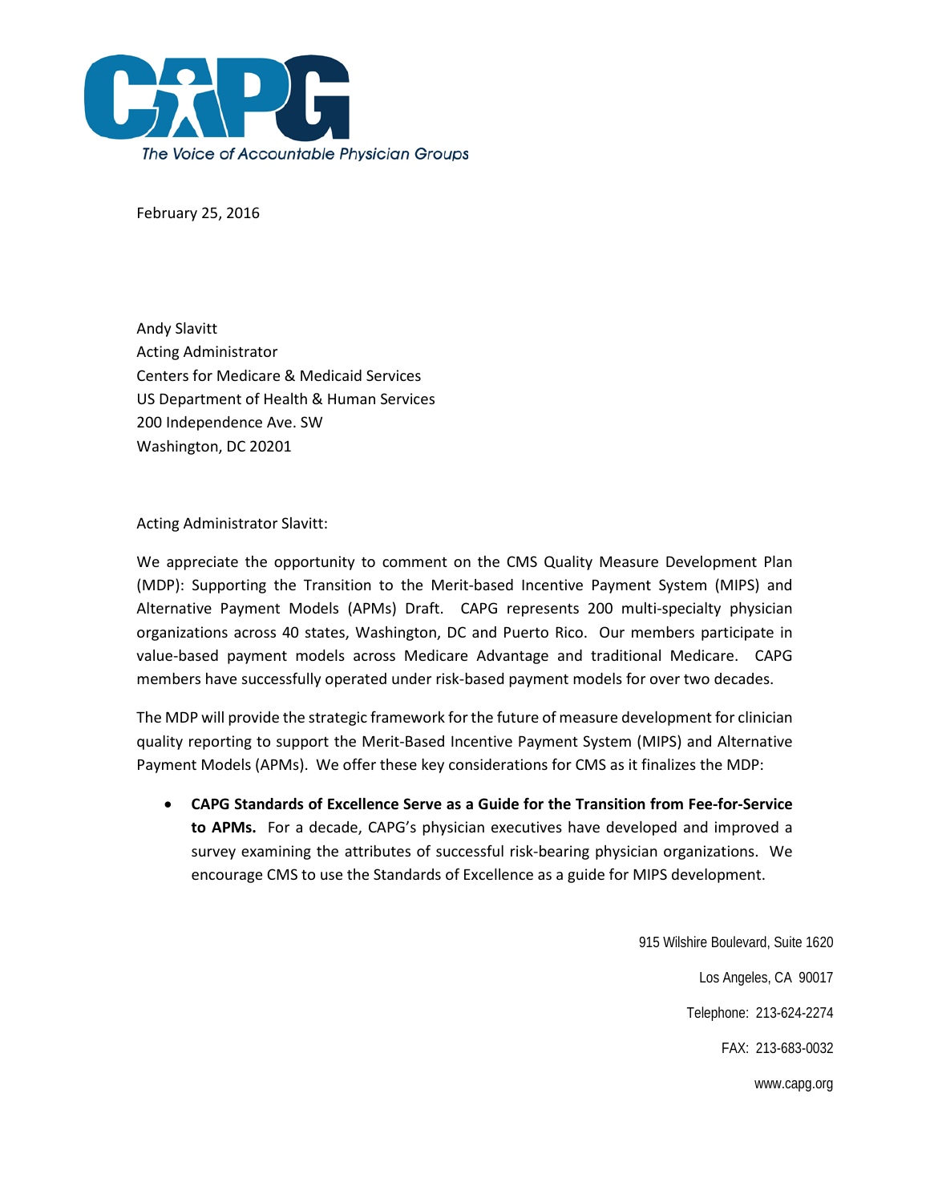CAPG

*The Voice of Accountable Physician Groups*

February 25, 2016

Andy Slavitt
Acting Administrator
Centers for Medicare & Medicaid Services
US Department of Health & Human Services
200 Independence Ave. SW
Washington, DC 20201

Acting Administrator Slavitt:

We appreciate the opportunity to comment on the CMS Quality Measure Development Plan (MDP): Supporting the Transition to the Merit-based Incentive Payment System (MIPS) and Alternative Payment Models (APMs) Draft. CAPG represents 200 multi-specialty physician organizations across 40 states, Washington, DC and Puerto Rico. Our members participate in value-based payment models across Medicare Advantage and traditional Medicare. CAPG members have successfully operated under risk-based payment models for over two decades.

The MDP will provide the strategic framework for the future of measure development for clinician quality reporting to support the Merit-Based Incentive Payment System (MIPS) and Alternative Payment Models (APMs). We offer these key considerations for CMS as it finalizes the MDP:

- **CAPG Standards of Excellence Serve as a Guide for the Transition from Fee-for-Service to APMs.** For a decade, CAPG's physician executives have developed and improved a survey examining the attributes of successful risk-bearing physician organizations. We encourage CMS to use the Standards of Excellence as a guide for MIPS development.

915 Wilshire Boulevard, Suite 1620
Los Angeles, CA 90017
Telephone: 213-624-2274
FAX: 213-683-0032
www.capg.org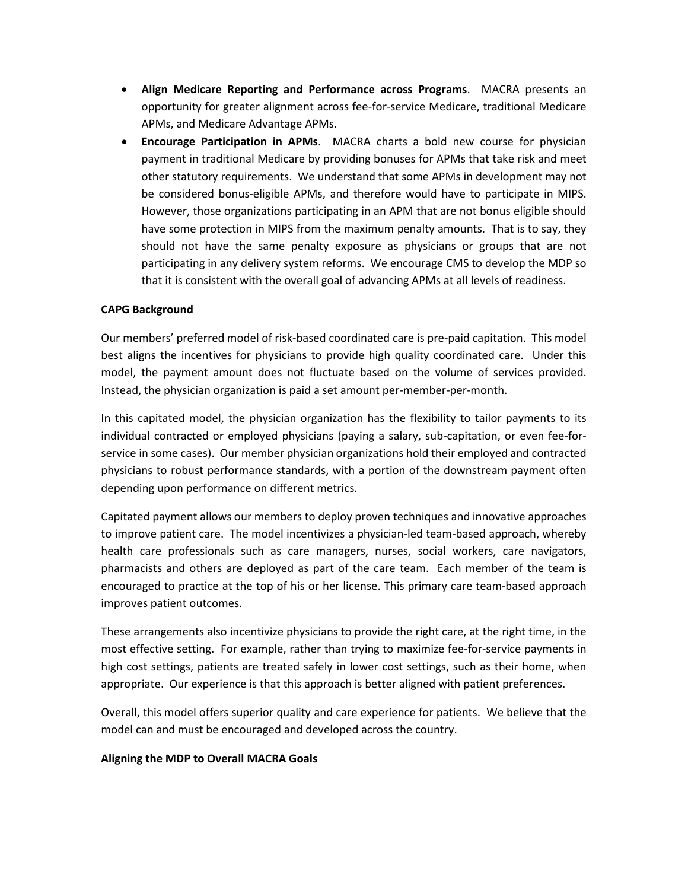- **Align Medicare Reporting and Performance across Programs**. MACRA presents an opportunity for greater alignment across fee-for-service Medicare, traditional Medicare APMs, and Medicare Advantage APMs.
- **Encourage Participation in APMs**. MACRA charts a bold new course for physician payment in traditional Medicare by providing bonuses for APMs that take risk and meet other statutory requirements. We understand that some APMs in development may not be considered bonus-eligible APMs, and therefore would have to participate in MIPS. However, those organizations participating in an APM that are not bonus eligible should have some protection in MIPS from the maximum penalty amounts. That is to say, they should not have the same penalty exposure as physicians or groups that are not participating in any delivery system reforms. We encourage CMS to develop the MDP so that it is consistent with the overall goal of advancing APMs at all levels of readiness.

**CAPG Background**

Our members' preferred model of risk-based coordinated care is pre-paid capitation. This model best aligns the incentives for physicians to provide high quality coordinated care. Under this model, the payment amount does not fluctuate based on the volume of services provided. Instead, the physician organization is paid a set amount per-member-per-month.

In this capitated model, the physician organization has the flexibility to tailor payments to its individual contracted or employed physicians (paying a salary, sub-capitation, or even fee-for-service in some cases). Our member physician organizations hold their employed and contracted physicians to robust performance standards, with a portion of the downstream payment often depending upon performance on different metrics.

Capitated payment allows our members to deploy proven techniques and innovative approaches to improve patient care. The model incentivizes a physician-led team-based approach, whereby health care professionals such as care managers, nurses, social workers, care navigators, pharmacists and others are deployed as part of the care team. Each member of the team is encouraged to practice at the top of his or her license. This primary care team-based approach improves patient outcomes.

These arrangements also incentivize physicians to provide the right care, at the right time, in the most effective setting. For example, rather than trying to maximize fee-for-service payments in high cost settings, patients are treated safely in lower cost settings, such as their home, when appropriate. Our experience is that this approach is better aligned with patient preferences.

Overall, this model offers superior quality and care experience for patients. We believe that the model can and must be encouraged and developed across the country.

**Aligning the MDP to Overall MACRA Goals**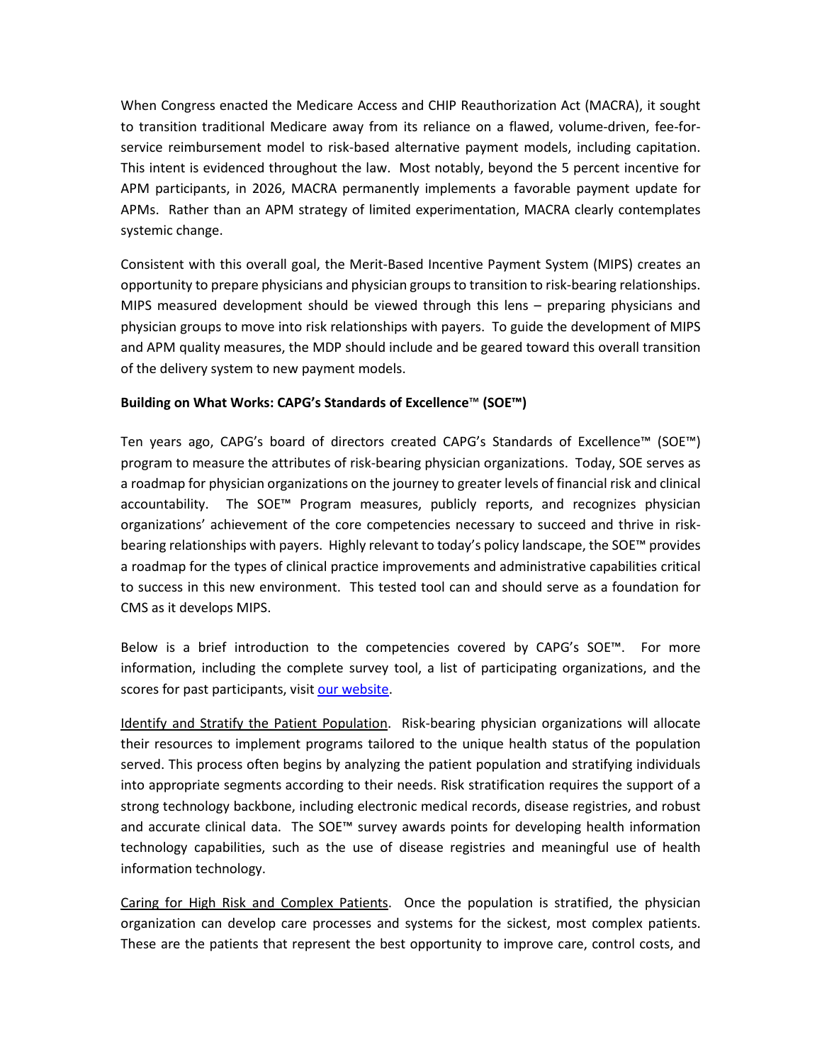When Congress enacted the Medicare Access and CHIP Reauthorization Act (MACRA), it sought to transition traditional Medicare away from its reliance on a flawed, volume-driven, fee-for-service reimbursement model to risk-based alternative payment models, including capitation. This intent is evidenced throughout the law. Most notably, beyond the 5 percent incentive for APM participants, in 2026, MACRA permanently implements a favorable payment update for APMs. Rather than an APM strategy of limited experimentation, MACRA clearly contemplates systemic change.

Consistent with this overall goal, the Merit-Based Incentive Payment System (MIPS) creates an opportunity to prepare physicians and physician groups to transition to risk-bearing relationships. MIPS measured development should be viewed through this lens – preparing physicians and physician groups to move into risk relationships with payers. To guide the development of MIPS and APM quality measures, the MDP should include and be geared toward this overall transition of the delivery system to new payment models.

**Building on What Works: CAPG's Standards of Excellence™ (SOE™)**

Ten years ago, CAPG's board of directors created CAPG's Standards of Excellence™ (SOE™) program to measure the attributes of risk-bearing physician organizations. Today, SOE serves as a roadmap for physician organizations on the journey to greater levels of financial risk and clinical accountability. The SOE™ Program measures, publicly reports, and recognizes physician organizations' achievement of the core competencies necessary to succeed and thrive in risk-bearing relationships with payers. Highly relevant to today's policy landscape, the SOE™ provides a roadmap for the types of clinical practice improvements and administrative capabilities critical to success in this new environment. This tested tool can and should serve as a foundation for CMS as it develops MIPS.

Below is a brief introduction to the competencies covered by CAPG's SOE™. For more information, including the complete survey tool, a list of participating organizations, and the scores for past participants, visit our website.

Identify and Stratify the Patient Population. Risk-bearing physician organizations will allocate their resources to implement programs tailored to the unique health status of the population served. This process often begins by analyzing the patient population and stratifying individuals into appropriate segments according to their needs. Risk stratification requires the support of a strong technology backbone, including electronic medical records, disease registries, and robust and accurate clinical data. The SOE™ survey awards points for developing health information technology capabilities, such as the use of disease registries and meaningful use of health information technology.

Caring for High Risk and Complex Patients. Once the population is stratified, the physician organization can develop care processes and systems for the sickest, most complex patients. These are the patients that represent the best opportunity to improve care, control costs, and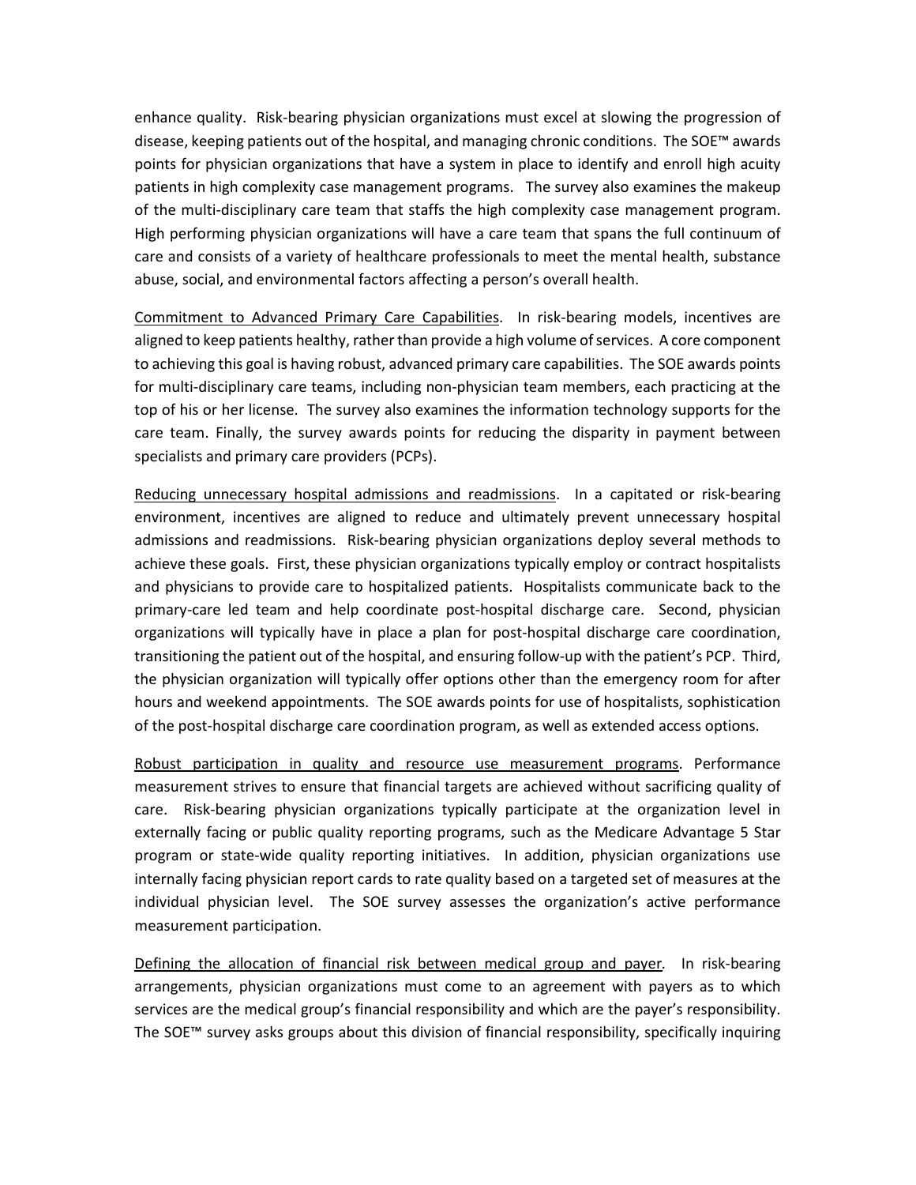enhance quality. Risk-bearing physician organizations must excel at slowing the progression of disease, keeping patients out of the hospital, and managing chronic conditions. The SOE™ awards points for physician organizations that have a system in place to identify and enroll high acuity patients in high complexity case management programs. The survey also examines the makeup of the multi-disciplinary care team that staffs the high complexity case management program. High performing physician organizations will have a care team that spans the full continuum of care and consists of a variety of healthcare professionals to meet the mental health, substance abuse, social, and environmental factors affecting a person's overall health.

Commitment to Advanced Primary Care Capabilities. In risk-bearing models, incentives are aligned to keep patients healthy, rather than provide a high volume of services. A core component to achieving this goal is having robust, advanced primary care capabilities. The SOE awards points for multi-disciplinary care teams, including non-physician team members, each practicing at the top of his or her license. The survey also examines the information technology supports for the care team. Finally, the survey awards points for reducing the disparity in payment between specialists and primary care providers (PCPs).

Reducing unnecessary hospital admissions and readmissions. In a capitated or risk-bearing environment, incentives are aligned to reduce and ultimately prevent unnecessary hospital admissions and readmissions. Risk-bearing physician organizations deploy several methods to achieve these goals. First, these physician organizations typically employ or contract hospitalists and physicians to provide care to hospitalized patients. Hospitalists communicate back to the primary-care led team and help coordinate post-hospital discharge care. Second, physician organizations will typically have in place a plan for post-hospital discharge care coordination, transitioning the patient out of the hospital, and ensuring follow-up with the patient's PCP. Third, the physician organization will typically offer options other than the emergency room for after hours and weekend appointments. The SOE awards points for use of hospitalists, sophistication of the post-hospital discharge care coordination program, as well as extended access options.

Robust participation in quality and resource use measurement programs. Performance measurement strives to ensure that financial targets are achieved without sacrificing quality of care. Risk-bearing physician organizations typically participate at the organization level in externally facing or public quality reporting programs, such as the Medicare Advantage 5 Star program or state-wide quality reporting initiatives. In addition, physician organizations use internally facing physician report cards to rate quality based on a targeted set of measures at the individual physician level. The SOE survey assesses the organization's active performance measurement participation.

Defining the allocation of financial risk between medical group and payer. In risk-bearing arrangements, physician organizations must come to an agreement with payers as to which services are the medical group's financial responsibility and which are the payer's responsibility. The SOE™ survey asks groups about this division of financial responsibility, specifically inquiring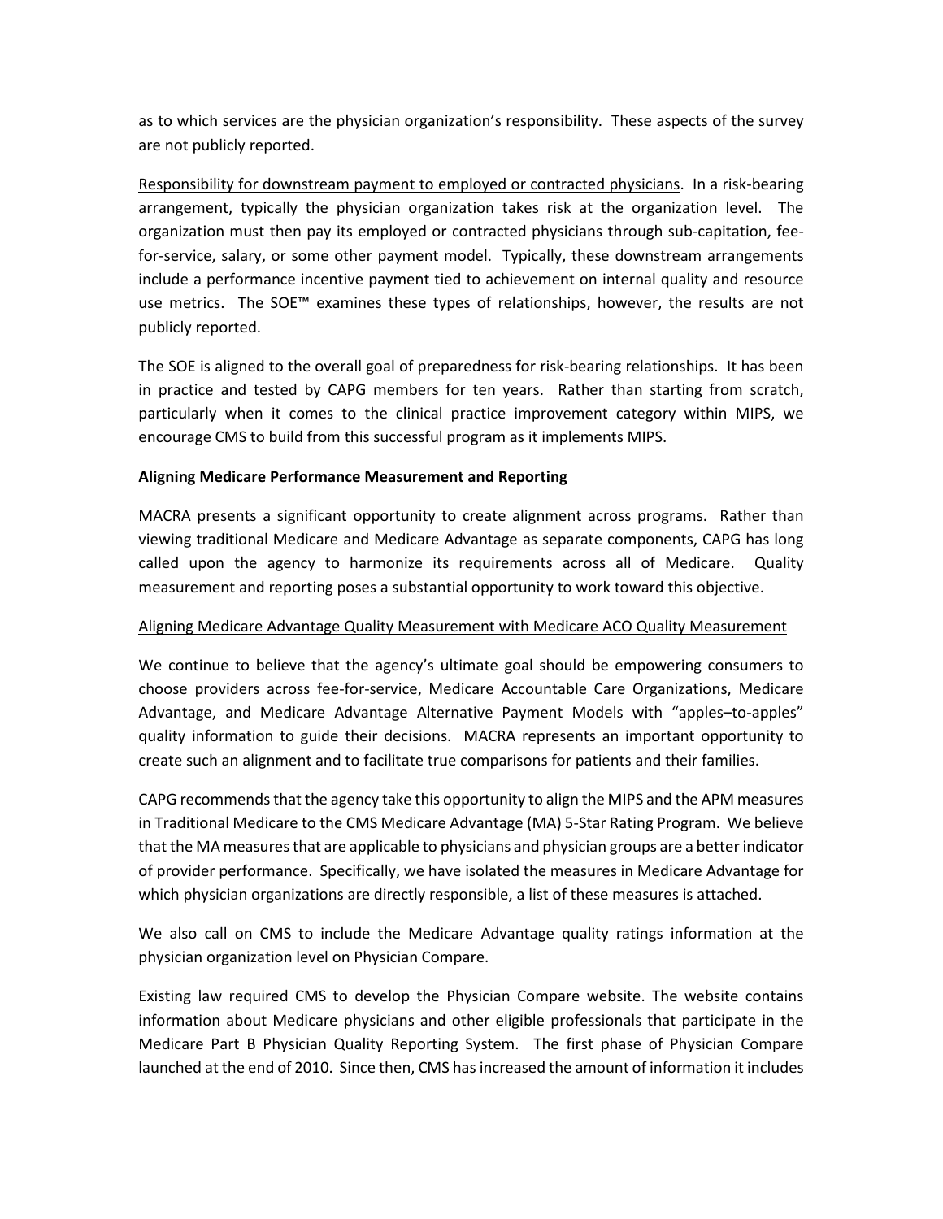as to which services are the physician organization's responsibility. These aspects of the survey are not publicly reported.

Responsibility for downstream payment to employed or contracted physicians. In a risk-bearing arrangement, typically the physician organization takes risk at the organization level. The organization must then pay its employed or contracted physicians through sub-capitation, fee-for-service, salary, or some other payment model. Typically, these downstream arrangements include a performance incentive payment tied to achievement on internal quality and resource use metrics. The SOE™ examines these types of relationships, however, the results are not publicly reported.

The SOE is aligned to the overall goal of preparedness for risk-bearing relationships. It has been in practice and tested by CAPG members for ten years. Rather than starting from scratch, particularly when it comes to the clinical practice improvement category within MIPS, we encourage CMS to build from this successful program as it implements MIPS.

**Aligning Medicare Performance Measurement and Reporting**

MACRA presents a significant opportunity to create alignment across programs. Rather than viewing traditional Medicare and Medicare Advantage as separate components, CAPG has long called upon the agency to harmonize its requirements across all of Medicare. Quality measurement and reporting poses a substantial opportunity to work toward this objective.

Aligning Medicare Advantage Quality Measurement with Medicare ACO Quality Measurement

We continue to believe that the agency's ultimate goal should be empowering consumers to choose providers across fee-for-service, Medicare Accountable Care Organizations, Medicare Advantage, and Medicare Advantage Alternative Payment Models with "apples–to-apples" quality information to guide their decisions. MACRA represents an important opportunity to create such an alignment and to facilitate true comparisons for patients and their families.

CAPG recommends that the agency take this opportunity to align the MIPS and the APM measures in Traditional Medicare to the CMS Medicare Advantage (MA) 5-Star Rating Program. We believe that the MA measures that are applicable to physicians and physician groups are a better indicator of provider performance. Specifically, we have isolated the measures in Medicare Advantage for which physician organizations are directly responsible, a list of these measures is attached.

We also call on CMS to include the Medicare Advantage quality ratings information at the physician organization level on Physician Compare.

Existing law required CMS to develop the Physician Compare website. The website contains information about Medicare physicians and other eligible professionals that participate in the Medicare Part B Physician Quality Reporting System. The first phase of Physician Compare launched at the end of 2010. Since then, CMS has increased the amount of information it includes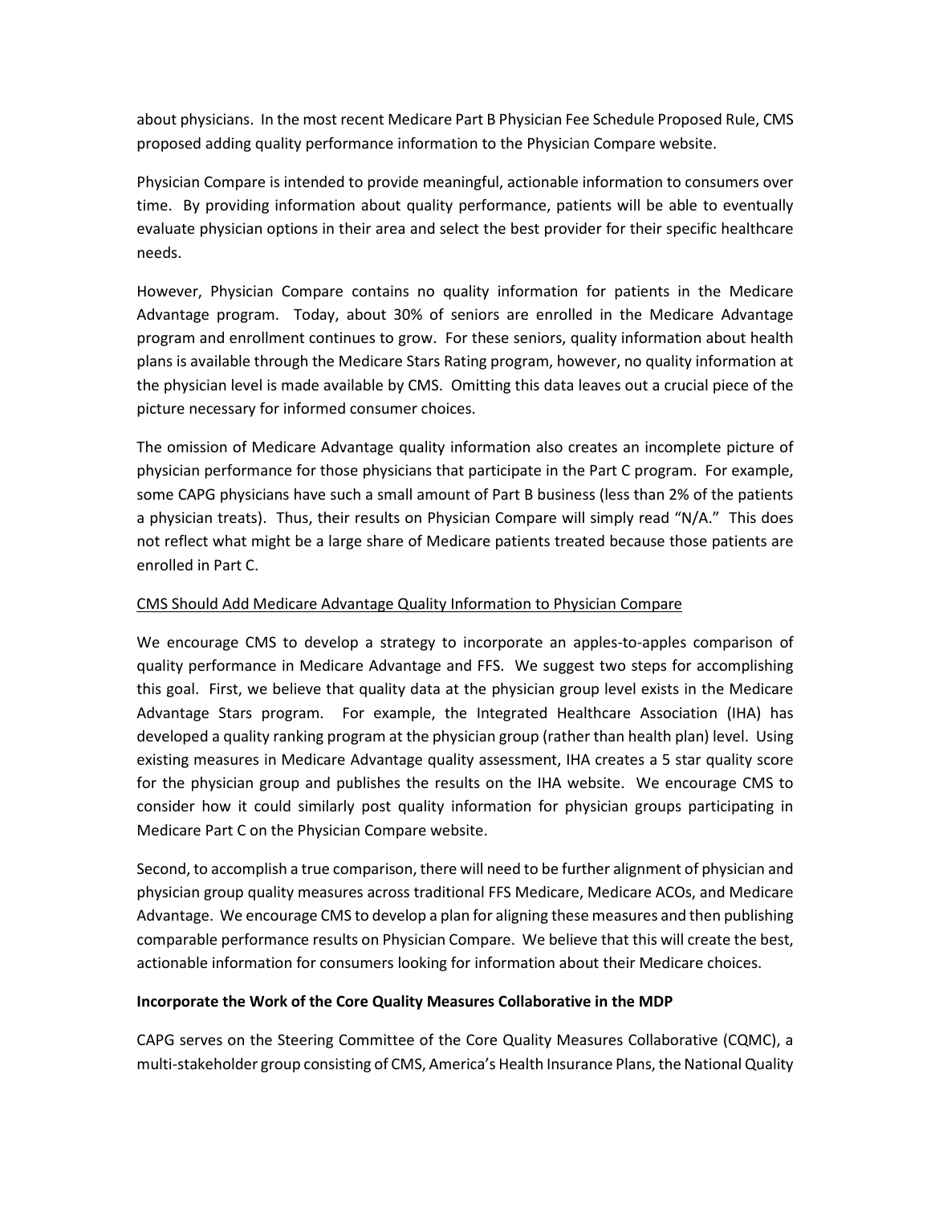about physicians. In the most recent Medicare Part B Physician Fee Schedule Proposed Rule, CMS proposed adding quality performance information to the Physician Compare website.

Physician Compare is intended to provide meaningful, actionable information to consumers over time. By providing information about quality performance, patients will be able to eventually evaluate physician options in their area and select the best provider for their specific healthcare needs.

However, Physician Compare contains no quality information for patients in the Medicare Advantage program. Today, about 30% of seniors are enrolled in the Medicare Advantage program and enrollment continues to grow. For these seniors, quality information about health plans is available through the Medicare Stars Rating program, however, no quality information at the physician level is made available by CMS. Omitting this data leaves out a crucial piece of the picture necessary for informed consumer choices.

The omission of Medicare Advantage quality information also creates an incomplete picture of physician performance for those physicians that participate in the Part C program. For example, some CAPG physicians have such a small amount of Part B business (less than 2% of the patients a physician treats). Thus, their results on Physician Compare will simply read "N/A." This does not reflect what might be a large share of Medicare patients treated because those patients are enrolled in Part C.

<u>CMS Should Add Medicare Advantage Quality Information to Physician Compare</u>

We encourage CMS to develop a strategy to incorporate an apples-to-apples comparison of quality performance in Medicare Advantage and FFS. We suggest two steps for accomplishing this goal. First, we believe that quality data at the physician group level exists in the Medicare Advantage Stars program. For example, the Integrated Healthcare Association (IHA) has developed a quality ranking program at the physician group (rather than health plan) level. Using existing measures in Medicare Advantage quality assessment, IHA creates a 5 star quality score for the physician group and publishes the results on the IHA website. We encourage CMS to consider how it could similarly post quality information for physician groups participating in Medicare Part C on the Physician Compare website.

Second, to accomplish a true comparison, there will need to be further alignment of physician and physician group quality measures across traditional FFS Medicare, Medicare ACOs, and Medicare Advantage. We encourage CMS to develop a plan for aligning these measures and then publishing comparable performance results on Physician Compare. We believe that this will create the best, actionable information for consumers looking for information about their Medicare choices.

**Incorporate the Work of the Core Quality Measures Collaborative in the MDP**

CAPG serves on the Steering Committee of the Core Quality Measures Collaborative (CQMC), a multi-stakeholder group consisting of CMS, America's Health Insurance Plans, the National Quality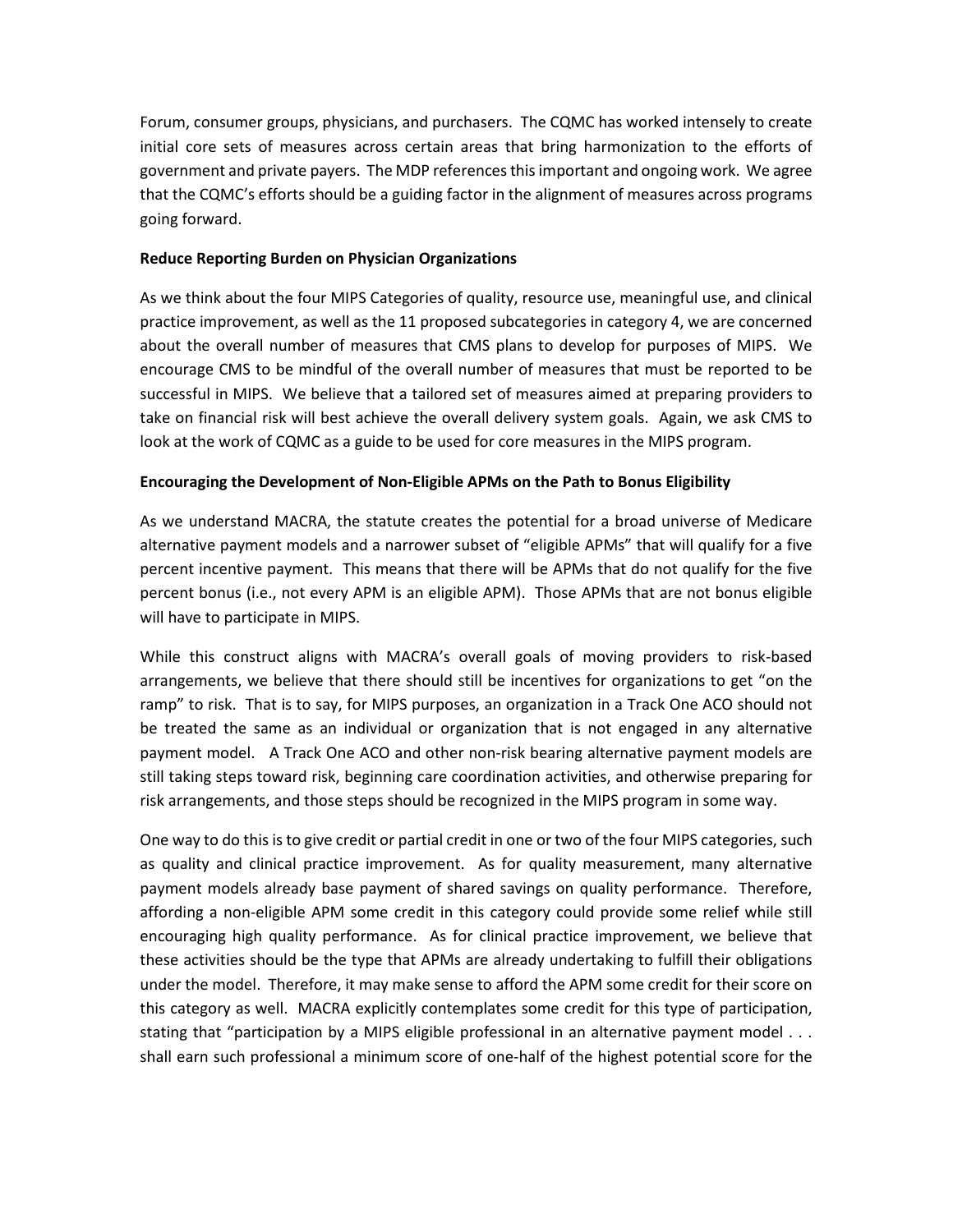Forum, consumer groups, physicians, and purchasers. The CQMC has worked intensely to create initial core sets of measures across certain areas that bring harmonization to the efforts of government and private payers. The MDP references this important and ongoing work. We agree that the CQMC's efforts should be a guiding factor in the alignment of measures across programs going forward.

**Reduce Reporting Burden on Physician Organizations**

As we think about the four MIPS Categories of quality, resource use, meaningful use, and clinical practice improvement, as well as the 11 proposed subcategories in category 4, we are concerned about the overall number of measures that CMS plans to develop for purposes of MIPS. We encourage CMS to be mindful of the overall number of measures that must be reported to be successful in MIPS. We believe that a tailored set of measures aimed at preparing providers to take on financial risk will best achieve the overall delivery system goals. Again, we ask CMS to look at the work of CQMC as a guide to be used for core measures in the MIPS program.

**Encouraging the Development of Non-Eligible APMs on the Path to Bonus Eligibility**

As we understand MACRA, the statute creates the potential for a broad universe of Medicare alternative payment models and a narrower subset of "eligible APMs" that will qualify for a five percent incentive payment. This means that there will be APMs that do not qualify for the five percent bonus (i.e., not every APM is an eligible APM). Those APMs that are not bonus eligible will have to participate in MIPS.

While this construct aligns with MACRA's overall goals of moving providers to risk-based arrangements, we believe that there should still be incentives for organizations to get "on the ramp" to risk. That is to say, for MIPS purposes, an organization in a Track One ACO should not be treated the same as an individual or organization that is not engaged in any alternative payment model. A Track One ACO and other non-risk bearing alternative payment models are still taking steps toward risk, beginning care coordination activities, and otherwise preparing for risk arrangements, and those steps should be recognized in the MIPS program in some way.

One way to do this is to give credit or partial credit in one or two of the four MIPS categories, such as quality and clinical practice improvement. As for quality measurement, many alternative payment models already base payment of shared savings on quality performance. Therefore, affording a non-eligible APM some credit in this category could provide some relief while still encouraging high quality performance. As for clinical practice improvement, we believe that these activities should be the type that APMs are already undertaking to fulfill their obligations under the model. Therefore, it may make sense to afford the APM some credit for their score on this category as well. MACRA explicitly contemplates some credit for this type of participation, stating that "participation by a MIPS eligible professional in an alternative payment model . . . shall earn such professional a minimum score of one-half of the highest potential score for the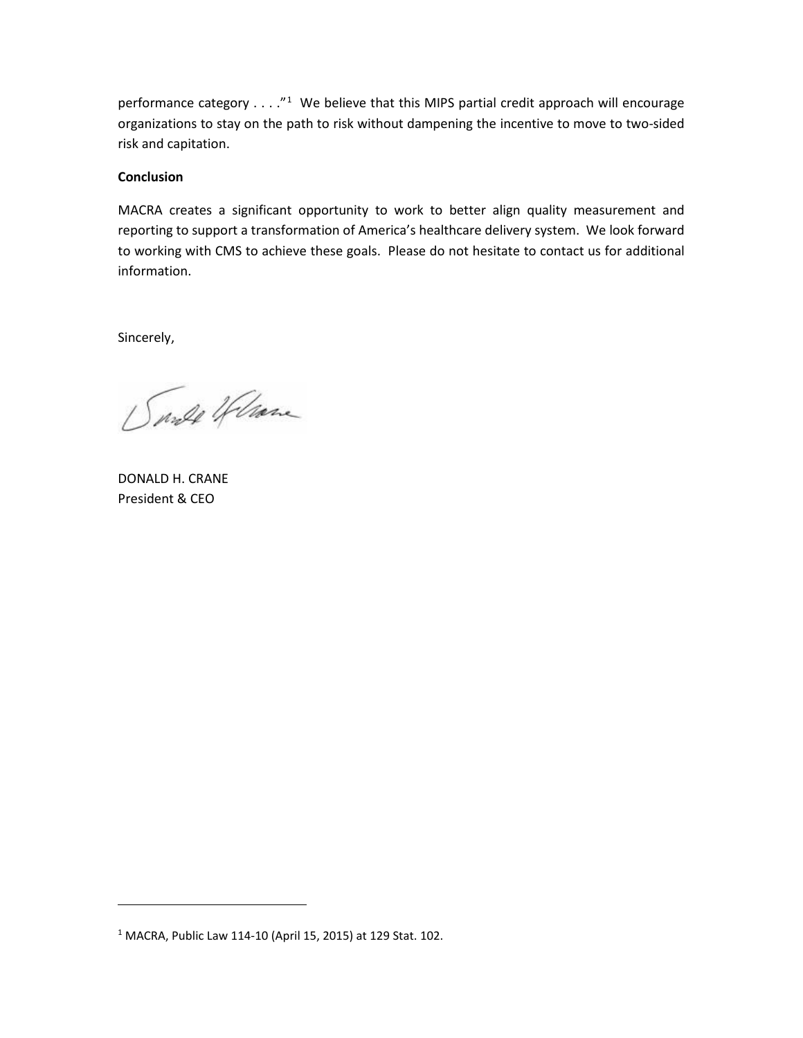performance category . . . ."[1] We believe that this MIPS partial credit approach will encourage organizations to stay on the path to risk without dampening the incentive to move to two-sided risk and capitation.

**Conclusion**

MACRA creates a significant opportunity to work to better align quality measurement and reporting to support a transformation of America's healthcare delivery system. We look forward to working with CMS to achieve these goals. Please do not hesitate to contact us for additional information.

Sincerely,

DONALD H. CRANE
President & CEO

---

[1] MACRA, Public Law 114-10 (April 15, 2015) at 129 Stat. 102.